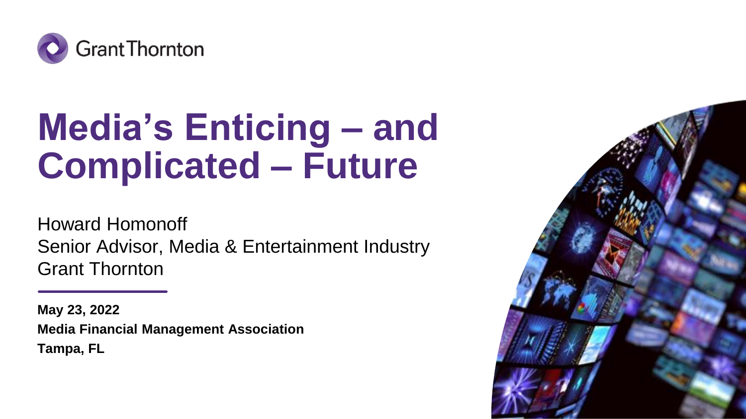Grant Thornton

# Media's Enticing – and Complicated – Future

Howard Homonoff
Senior Advisor, Media & Entertainment Industry
Grant Thornton

**May 23, 2022**
**Media Financial Management Association**
**Tampa, FL**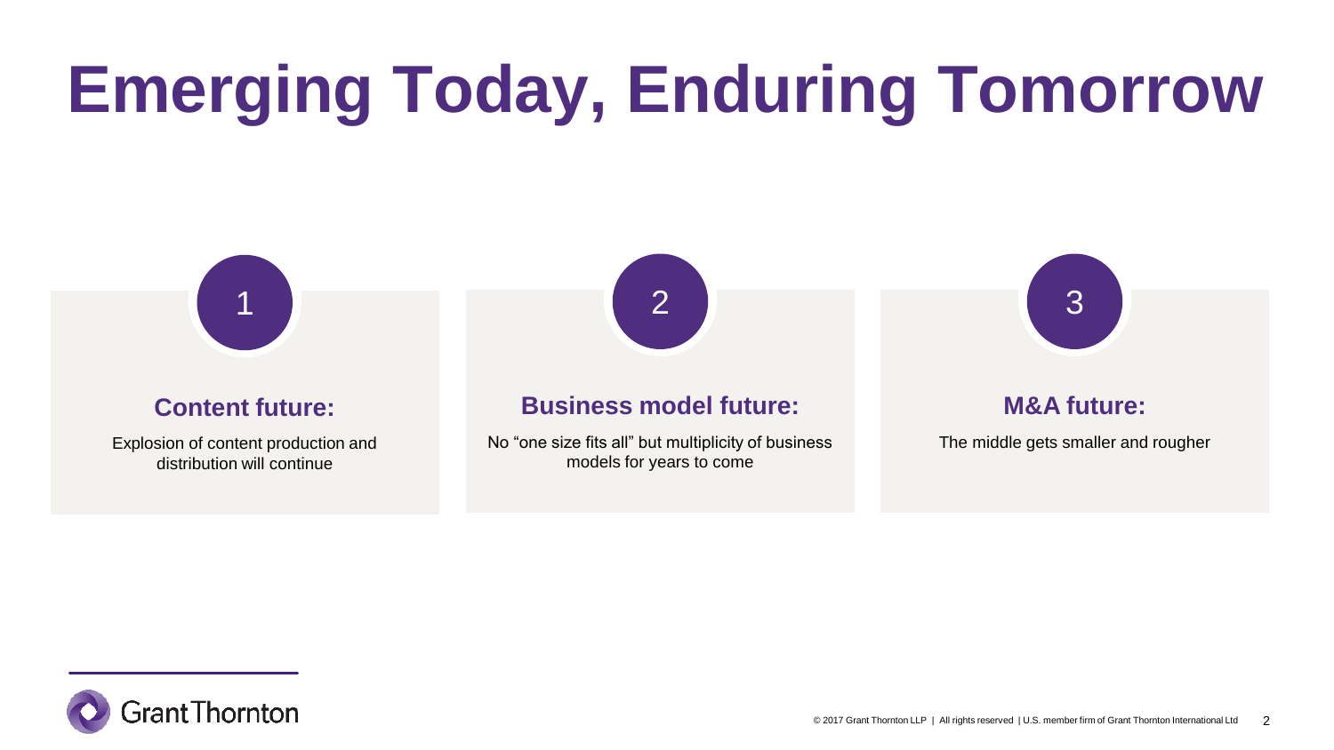# Emerging Today, Enduring Tomorrow

## 1

### Content future:

Explosion of content production and distribution will continue

## 2

### Business model future:

No “one size fits all” but multiplicity of business models for years to come

## 3

### M&A future:

The middle gets smaller and rougher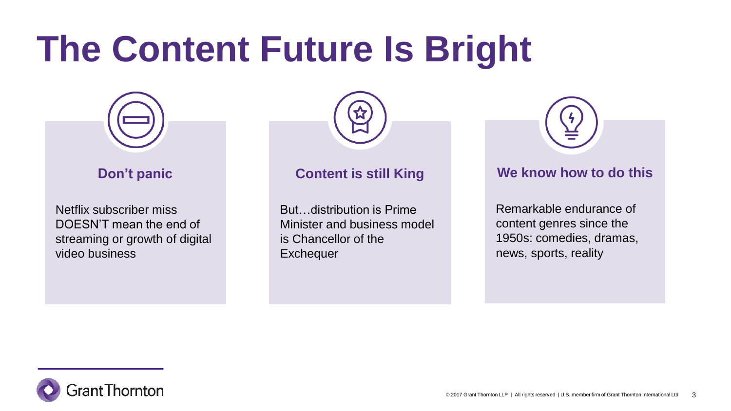# The Content Future Is Bright

### Don't panic

Netflix subscriber miss DOESN'T mean the end of streaming or growth of digital video business

### Content is still King

But…distribution is Prime Minister and business model is Chancellor of the Exchequer

### We know how to do this

Remarkable endurance of content genres since the 1950s: comedies, dramas, news, sports, reality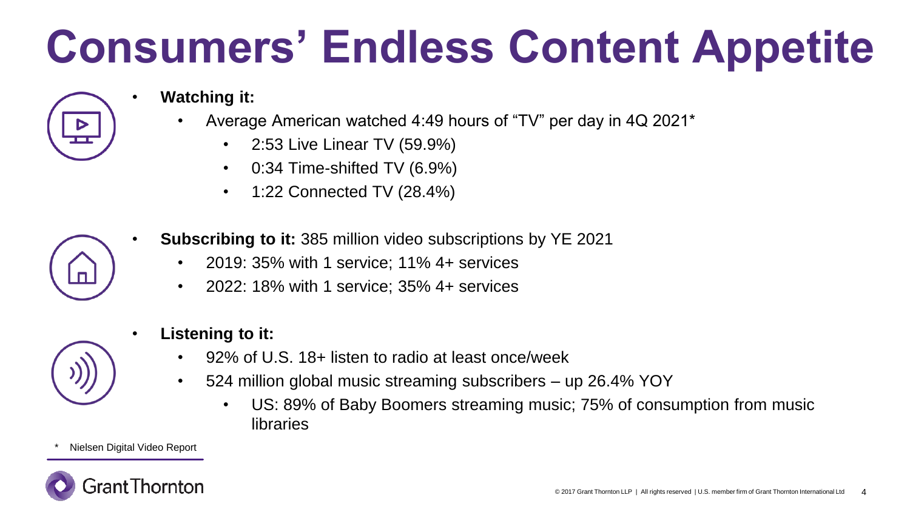# Consumers' Endless Content Appetite

- **Watching it:**
  - Average American watched 4:49 hours of "TV" per day in 4Q 2021*
    - 2:53 Live Linear TV (59.9%)
    - 0:34 Time-shifted TV (6.9%)
    - 1:22 Connected TV (28.4%)
- **Subscribing to it:** 385 million video subscriptions by YE 2021
  - 2019: 35% with 1 service; 11% 4+ services
  - 2022: 18% with 1 service; 35% 4+ services
- **Listening to it:**
  - 92% of U.S. 18+ listen to radio at least once/week
  - 524 million global music streaming subscribers – up 26.4% YOY
    - US: 89% of Baby Boomers streaming music; 75% of consumption from music libraries

\* Nielsen Digital Video Report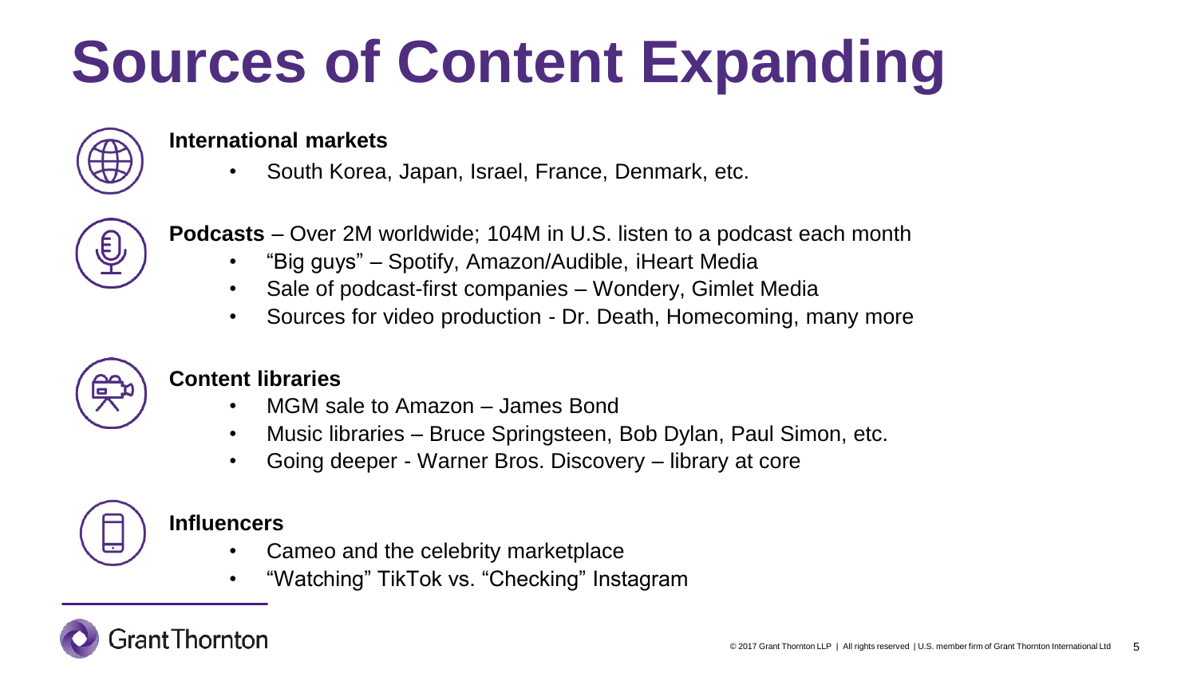# Sources of Content Expanding

**International markets**

- South Korea, Japan, Israel, France, Denmark, etc.

**Podcasts** – Over 2M worldwide; 104M in U.S. listen to a podcast each month

- "Big guys" – Spotify, Amazon/Audible, iHeart Media
- Sale of podcast-first companies – Wondery, Gimlet Media
- Sources for video production - Dr. Death, Homecoming, many more

**Content libraries**

- MGM sale to Amazon – James Bond
- Music libraries – Bruce Springsteen, Bob Dylan, Paul Simon, etc.
- Going deeper - Warner Bros. Discovery – library at core

**Influencers**

- Cameo and the celebrity marketplace
- "Watching" TikTok vs. "Checking" Instagram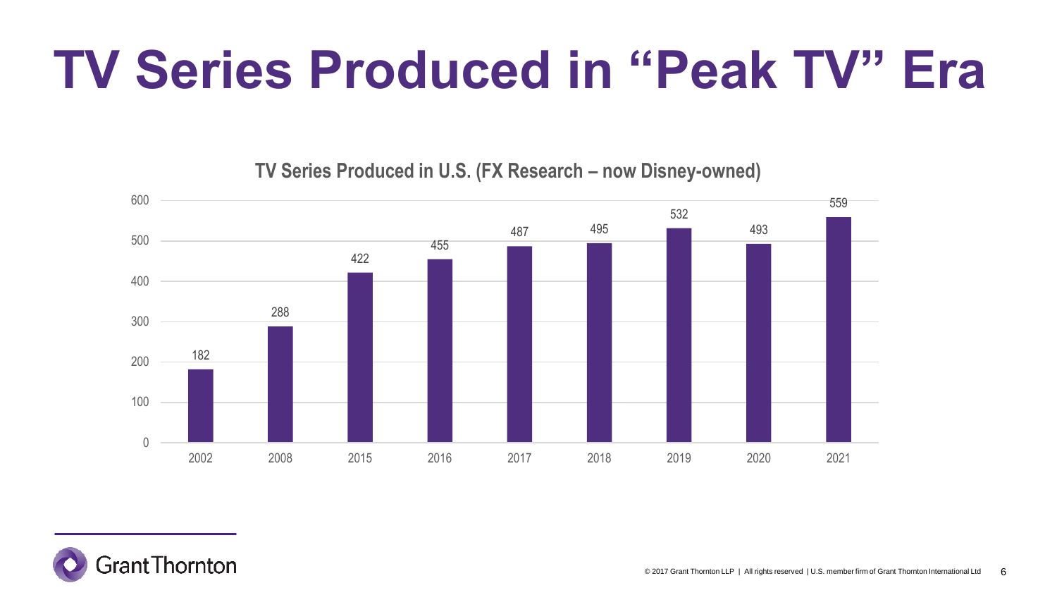# TV Series Produced in "Peak TV" Era

**TV Series Produced in U.S. (FX Research – now Disney-owned)**

| Year | TV Series Produced |
|---|---|
| 2002 | 182 |
| 2008 | 288 |
| 2015 | 422 |
| 2016 | 455 |
| 2017 | 487 |
| 2018 | 495 |
| 2019 | 532 |
| 2020 | 493 |
| 2021 | 559 |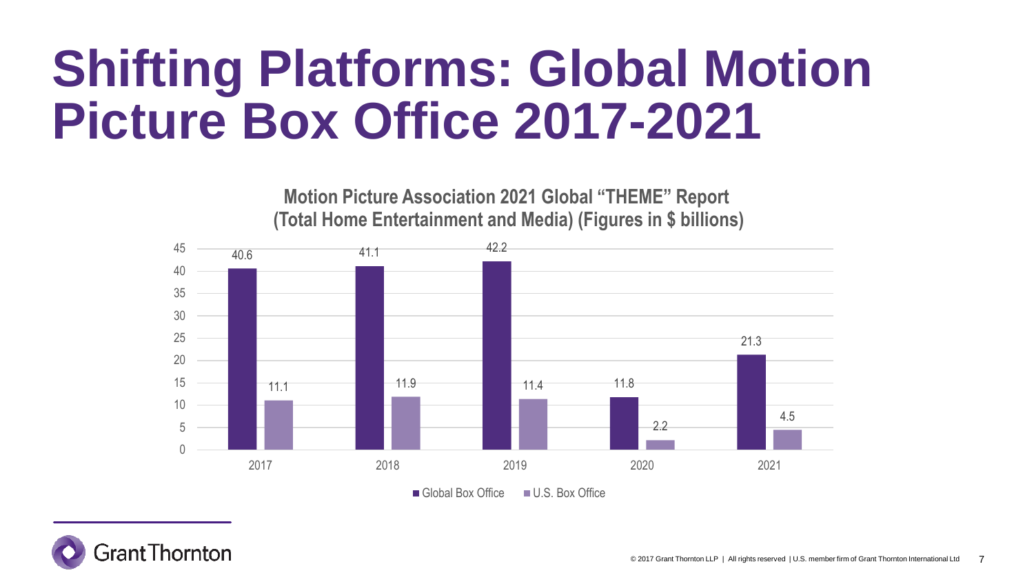# Shifting Platforms: Global Motion Picture Box Office 2017-2021

**Motion Picture Association 2021 Global "THEME" Report (Total Home Entertainment and Media) (Figures in $ billions)**

| Year | Global Box Office | U.S. Box Office |
|---|---|---|
| 2017 | 40.6 | 11.1 |
| 2018 | 41.1 | 11.9 |
| 2019 | 42.2 | 11.4 |
| 2020 | 11.8 | 2.2 |
| 2021 | 21.3 | 4.5 |

© 2017 Grant Thornton LLP | All rights reserved | U.S. member firm of Grant Thornton International Ltd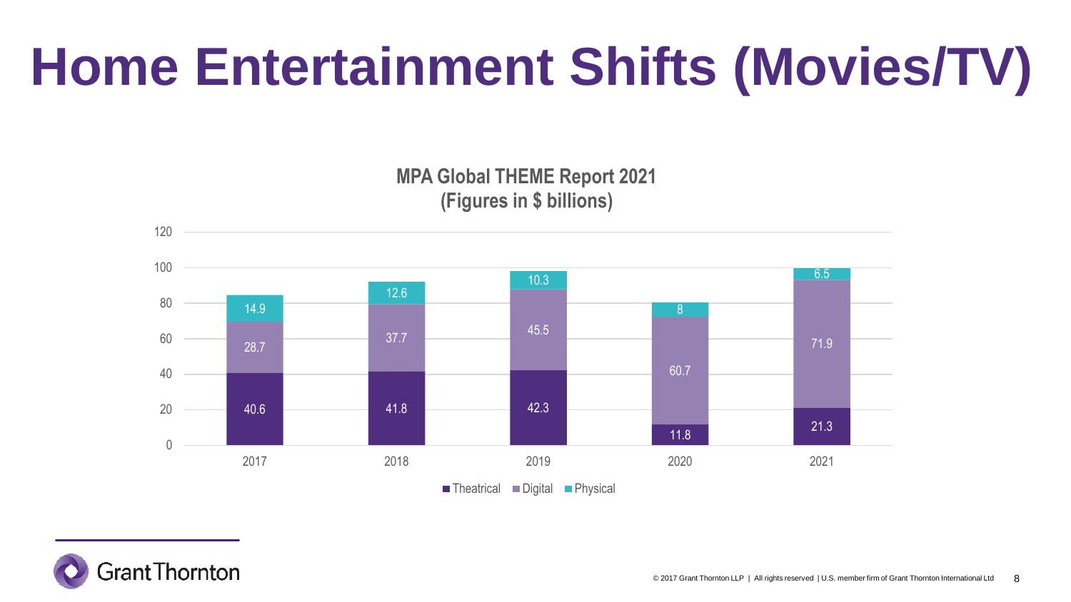# Home Entertainment Shifts (Movies/TV)

**MPA Global THEME Report 2021**
**(Figures in $ billions)**

| Year | Theatrical | Digital | Physical |
| --- | --- | --- | --- |
| 2017 | 40.6 | 28.7 | 14.9 |
| 2018 | 41.8 | 37.7 | 12.6 |
| 2019 | 42.3 | 45.5 | 10.3 |
| 2020 | 11.8 | 60.7 | 8 |
| 2021 | 21.3 | 71.9 | 6.5 |

© 2017 Grant Thornton LLP | All rights reserved | U.S. member firm of Grant Thornton International Ltd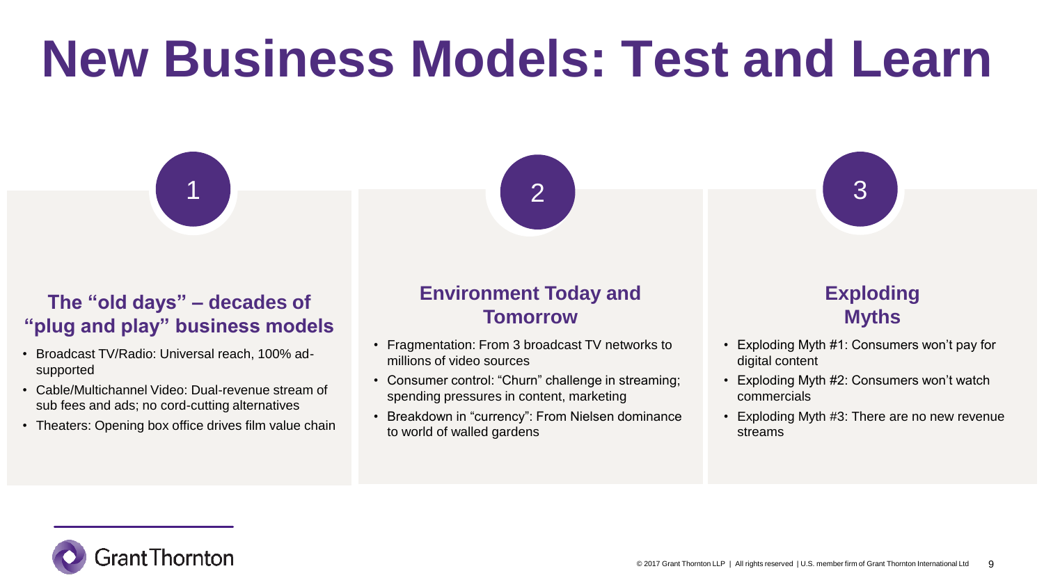# New Business Models: Test and Learn

## 1

### The "old days" – decades of "plug and play" business models

- Broadcast TV/Radio: Universal reach, 100% ad-supported
- Cable/Multichannel Video: Dual-revenue stream of sub fees and ads; no cord-cutting alternatives
- Theaters: Opening box office drives film value chain

## 2

### Environment Today and Tomorrow

- Fragmentation: From 3 broadcast TV networks to millions of video sources
- Consumer control: "Churn" challenge in streaming; spending pressures in content, marketing
- Breakdown in "currency": From Nielsen dominance to world of walled gardens

## 3

### Exploding Myths

- Exploding Myth #1: Consumers won't pay for digital content
- Exploding Myth #2: Consumers won't watch commercials
- Exploding Myth #3: There are no new revenue streams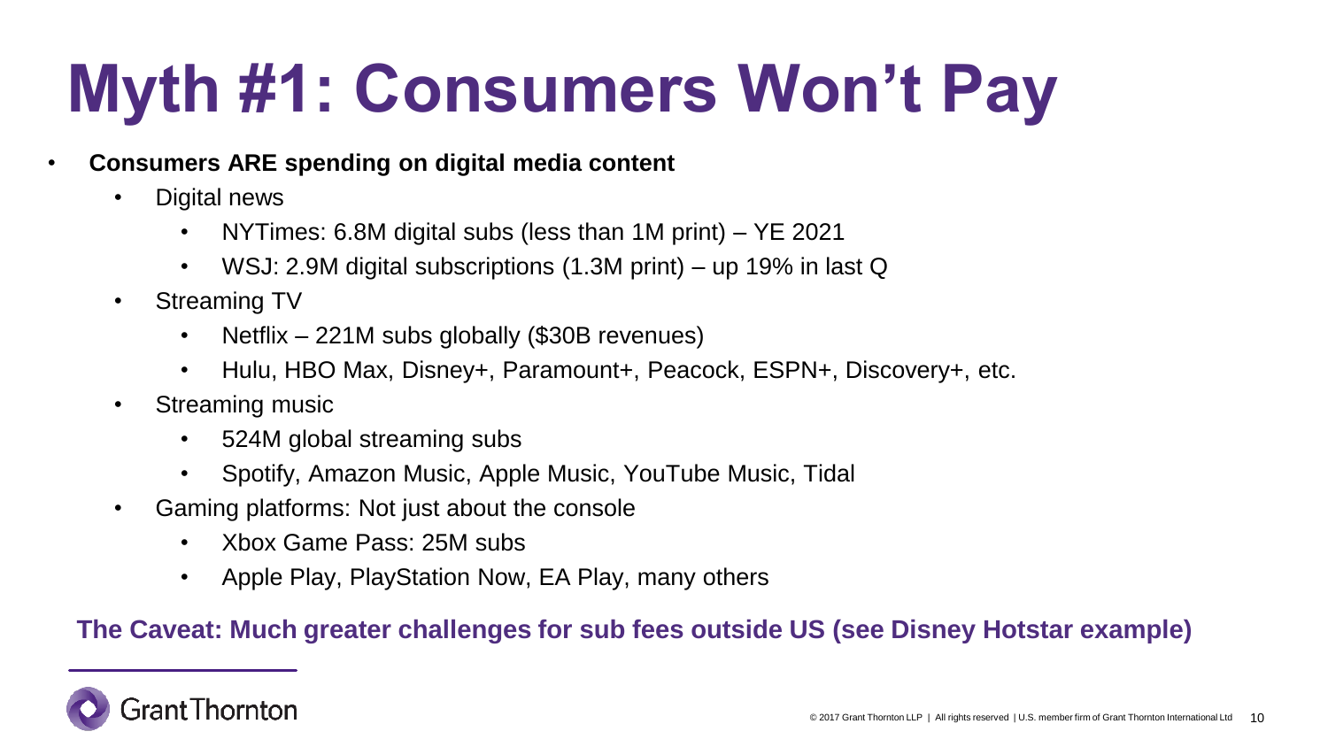# Myth #1: Consumers Won't Pay

- **Consumers ARE spending on digital media content**
  - Digital news
    - NYTimes: 6.8M digital subs (less than 1M print) – YE 2021
    - WSJ: 2.9M digital subscriptions (1.3M print) – up 19% in last Q
  - Streaming TV
    - Netflix – 221M subs globally ($30B revenues)
    - Hulu, HBO Max, Disney+, Paramount+, Peacock, ESPN+, Discovery+, etc.
  - Streaming music
    - 524M global streaming subs
    - Spotify, Amazon Music, Apple Music, YouTube Music, Tidal
  - Gaming platforms: Not just about the console
    - Xbox Game Pass: 25M subs
    - Apple Play, PlayStation Now, EA Play, many others

**The Caveat: Much greater challenges for sub fees outside US (see Disney Hotstar example)**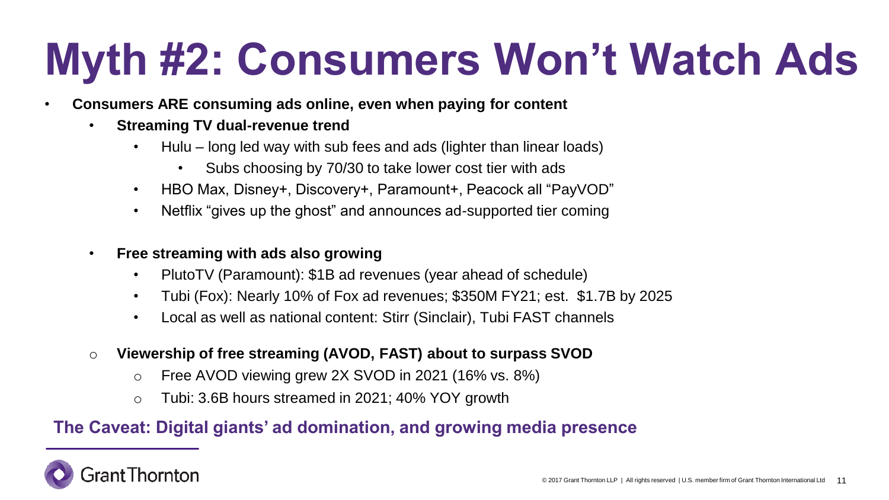# Myth #2: Consumers Won't Watch Ads

- **Consumers ARE consuming ads online, even when paying for content**
  - **Streaming TV dual-revenue trend**
    - Hulu – long led way with sub fees and ads (lighter than linear loads)
      - Subs choosing by 70/30 to take lower cost tier with ads
    - HBO Max, Disney+, Discovery+, Paramount+, Peacock all "PayVOD"
    - Netflix "gives up the ghost" and announces ad-supported tier coming
  - **Free streaming with ads also growing**
    - PlutoTV (Paramount): $1B ad revenues (year ahead of schedule)
    - Tubi (Fox): Nearly 10% of Fox ad revenues; $350M FY21; est. $1.7B by 2025
    - Local as well as national content: Stirr (Sinclair), Tubi FAST channels
  - **Viewership of free streaming (AVOD, FAST) about to surpass SVOD**
    - Free AVOD viewing grew 2X SVOD in 2021 (16% vs. 8%)
    - Tubi: 3.6B hours streamed in 2021; 40% YOY growth

**The Caveat: Digital giants' ad domination, and growing media presence**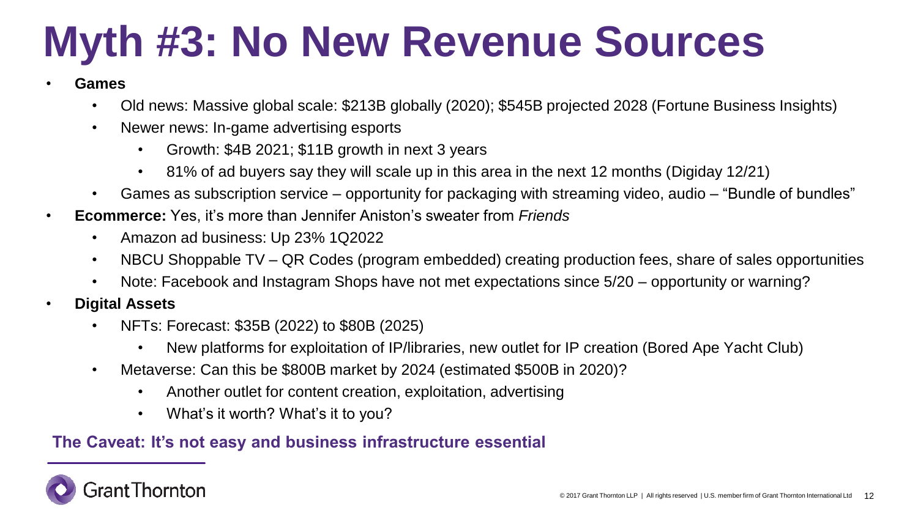# Myth #3: No New Revenue Sources

- **Games**
  - Old news: Massive global scale: $213B globally (2020); $545B projected 2028 (Fortune Business Insights)
  - Newer news: In-game advertising esports
    - Growth: $4B 2021; $11B growth in next 3 years
    - 81% of ad buyers say they will scale up in this area in the next 12 months (Digiday 12/21)
  - Games as subscription service – opportunity for packaging with streaming video, audio – "Bundle of bundles"
- **Ecommerce:** Yes, it's more than Jennifer Aniston's sweater from *Friends*
  - Amazon ad business: Up 23% 1Q2022
  - NBCU Shoppable TV – QR Codes (program embedded) creating production fees, share of sales opportunities
  - Note: Facebook and Instagram Shops have not met expectations since 5/20 – opportunity or warning?
- **Digital Assets**
  - NFTs: Forecast: $35B (2022) to $80B (2025)
    - New platforms for exploitation of IP/libraries, new outlet for IP creation (Bored Ape Yacht Club)
  - Metaverse: Can this be $800B market by 2024 (estimated $500B in 2020)?
    - Another outlet for content creation, exploitation, advertising
    - What's it worth? What's it to you?

**The Caveat: It's not easy and business infrastructure essential**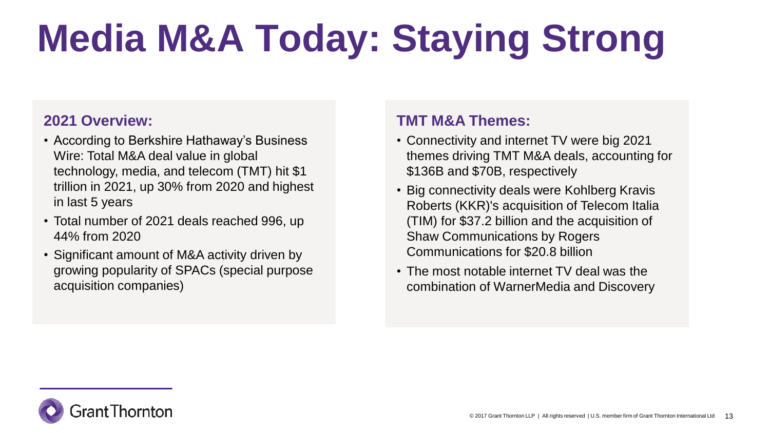# Media M&A Today: Staying Strong

## 2021 Overview:

- According to Berkshire Hathaway's Business Wire: Total M&A deal value in global technology, media, and telecom (TMT) hit $1 trillion in 2021, up 30% from 2020 and highest in last 5 years
- Total number of 2021 deals reached 996, up 44% from 2020
- Significant amount of M&A activity driven by growing popularity of SPACs (special purpose acquisition companies)

## TMT M&A Themes:

- Connectivity and internet TV were big 2021 themes driving TMT M&A deals, accounting for $136B and $70B, respectively
- Big connectivity deals were Kohlberg Kravis Roberts (KKR)'s acquisition of Telecom Italia (TIM) for $37.2 billion and the acquisition of Shaw Communications by Rogers Communications for $20.8 billion
- The most notable internet TV deal was the combination of WarnerMedia and Discovery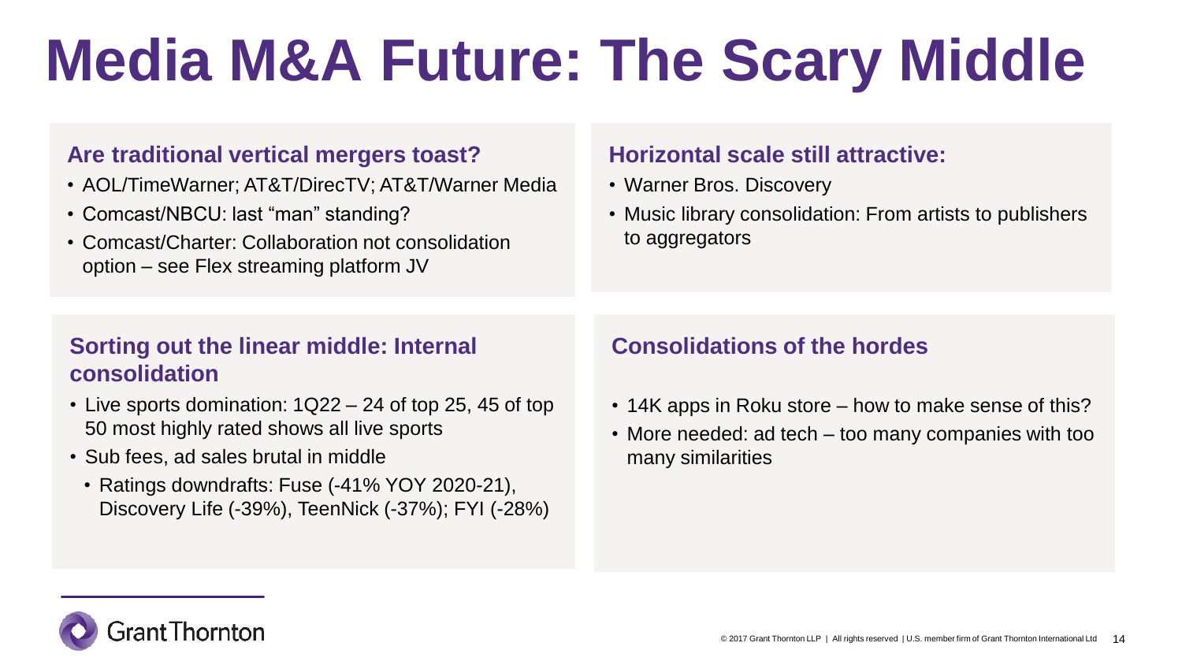# Media M&A Future: The Scary Middle

## Are traditional vertical mergers toast?

- AOL/TimeWarner; AT&T/DirecTV; AT&T/Warner Media
- Comcast/NBCU: last “man” standing?
- Comcast/Charter: Collaboration not consolidation option – see Flex streaming platform JV

## Horizontal scale still attractive:

- Warner Bros. Discovery
- Music library consolidation: From artists to publishers to aggregators

## Sorting out the linear middle: Internal consolidation

- Live sports domination: 1Q22 – 24 of top 25, 45 of top 50 most highly rated shows all live sports
- Sub fees, ad sales brutal in middle
  - Ratings downdrafts: Fuse (-41% YOY 2020-21), Discovery Life (-39%), TeenNick (-37%); FYI (-28%)

## Consolidations of the hordes

- 14K apps in Roku store – how to make sense of this?
- More needed: ad tech – too many companies with too many similarities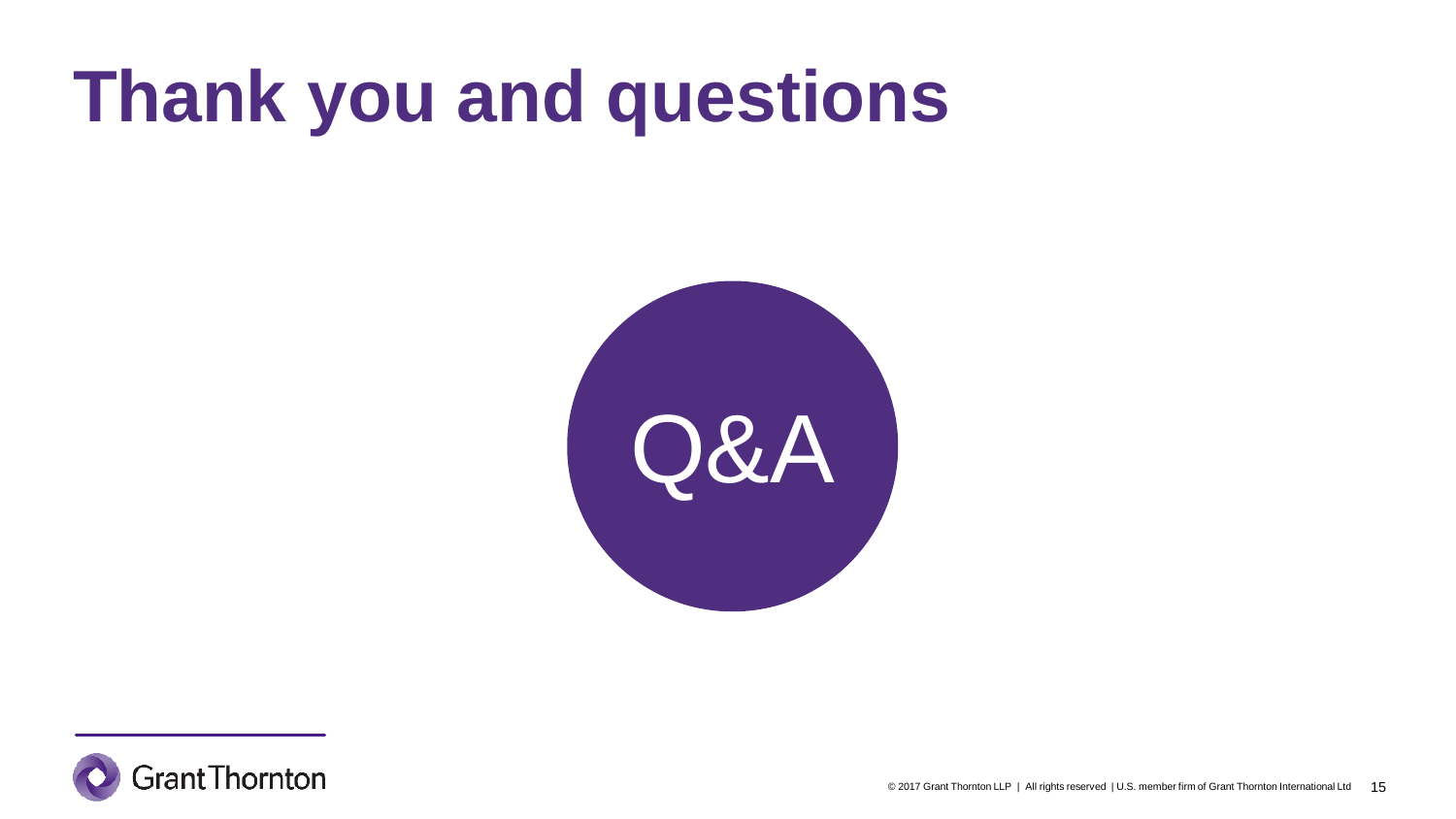# Thank you and questions

Q&A